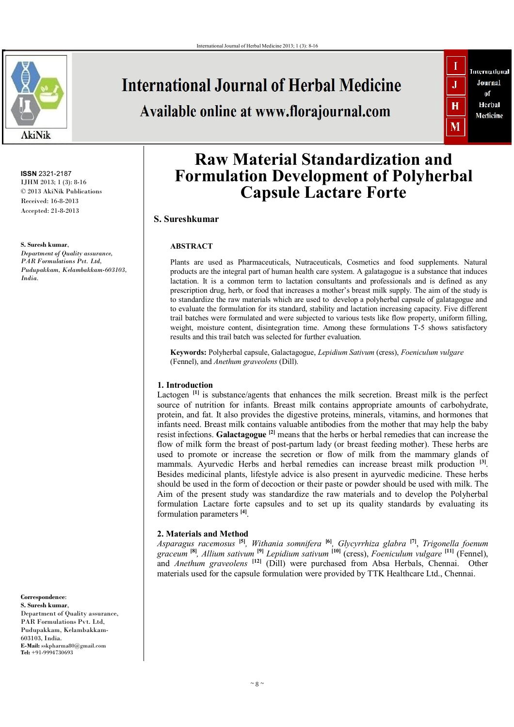# Raw Material Standardization and Formulation Development of Polyherbal Capsule Lactare Forte

**S. Sureshkumar**

**ISSN** 2321-2187
IJHM 2013; 1 (3): 8-16
© 2013 AkiNik Publications
Received: 16-8-2013
Accepted: 21-8-2013

**S. Suresh kumar,**
*Department of Quality assurance, PAR Formulations Pvt. Ltd, Pudupakkam, Kelambakkam-603103, India.*

**Correspondence:**
**S. Suresh kumar,**
Department of Quality assurance, PAR Formulations Pvt. Ltd, Pudupakkam, Kelambakkam-603103, India.
**E-Mail:** sskpharma80@gmail.com
**Tel:** +91-9994730693

## ABSTRACT

Plants are used as Pharmaceuticals, Nutraceuticals, Cosmetics and food supplements. Natural products are the integral part of human health care system. A galatagogue is a substance that induces lactation. It is a common term to lactation consultants and professionals and is defined as any prescription drug, herb, or food that increases a mother's breast milk supply. The aim of the study is to standardize the raw materials which are used to develop a polyherbal capsule of galatagogue and to evaluate the formulation for its standard, stability and lactation increasing capacity. Five different trail batches were formulated and were subjected to various tests like flow property, uniform filling, weight, moisture content, disintegration time. Among these formulations T-5 shows satisfactory results and this trail batch was selected for further evaluation.

**Keywords:** Polyherbal capsule, Galactagogue, *Lepidium Sativum* (cress), *Foeniculum vulgare* (Fennel), and *Anethum graveolens* (Dill).

## 1. Introduction

Lactogen [1] is substance/agents that enhances the milk secretion. Breast milk is the perfect source of nutrition for infants. Breast milk contains appropriate amounts of carbohydrate, protein, and fat. It also provides the digestive proteins, minerals, vitamins, and hormones that infants need. Breast milk contains valuable antibodies from the mother that may help the baby resist infections. **Galactagogue** [2] means that the herbs or herbal remedies that can increase the flow of milk form the breast of post-partum lady (or breast feeding mother). These herbs are used to promote or increase the secretion or flow of milk from the mammary glands of mammals. Ayurvedic Herbs and herbal remedies can increase breast milk production [3]. Besides medicinal plants, lifestyle advice is also present in ayurvedic medicine. These herbs should be used in the form of decoction or their paste or powder should be used with milk. The Aim of the present study was standardize the raw materials and to develop the Polyherbal formulation Lactare forte capsules and to set up its quality standards by evaluating its formulation parameters [4].

## 2. Materials and Method

*Asparagus racemosus* [5], *Withania somnifera* [6], *Glycyrrhiza glabra* [7], *Trigonella foenum graceum* [8], *Allium sativum* [9] *Lepidium sativum* [10] (cress), *Foeniculum vulgare* [11] (Fennel), and *Anethum graveolens* [12] (Dill) were purchased from Absa Herbals, Chennai. Other materials used for the capsule formulation were provided by TTK Healthcare Ltd., Chennai.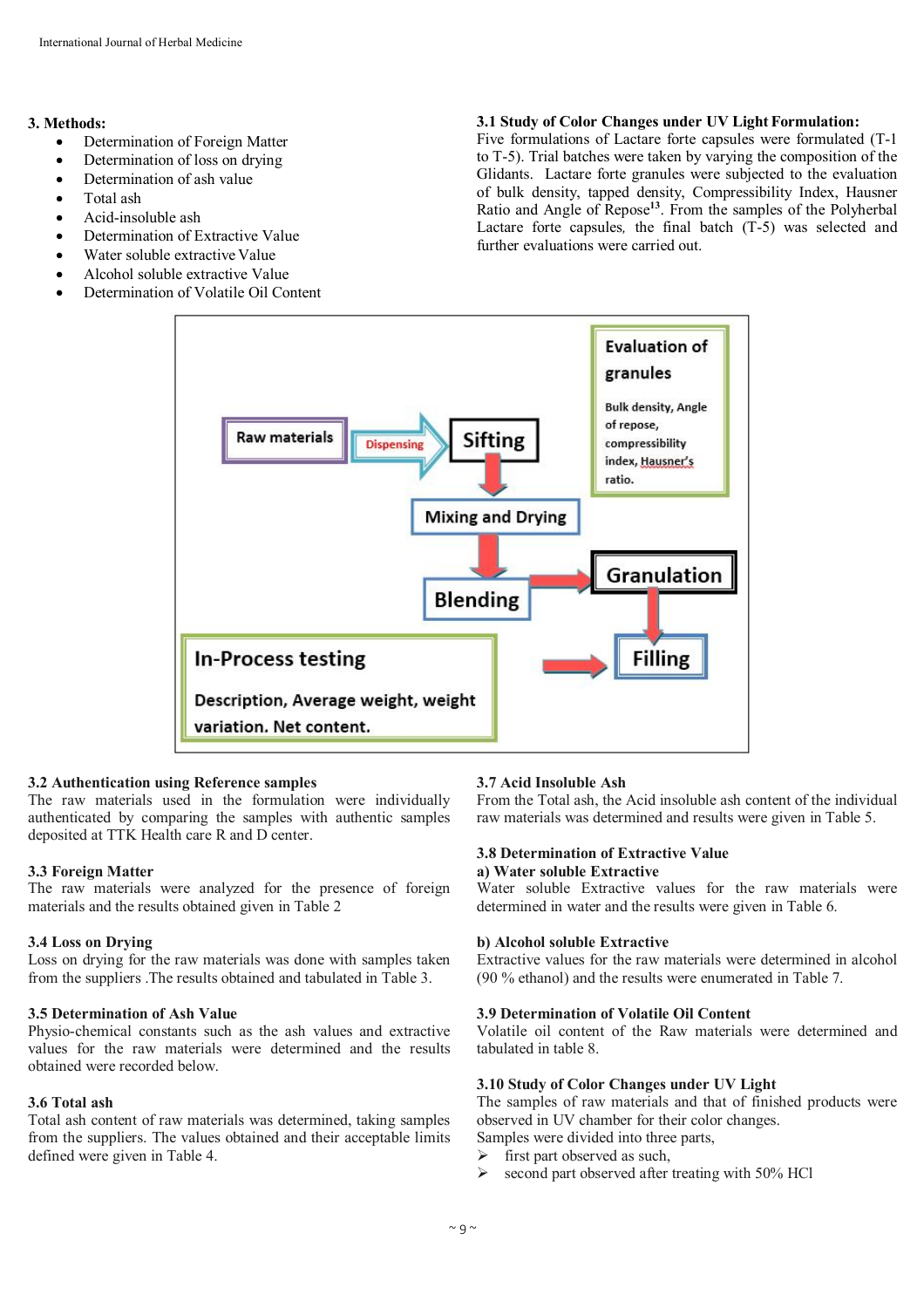## 3. Methods:

- Determination of Foreign Matter
- Determination of loss on drying
- Determination of ash value
- Total ash
- Acid-insoluble ash
- Determination of Extractive Value
- Water soluble extractive Value
- Alcohol soluble extractive Value
- Determination of Volatile Oil Content

### 3.1 Study of Color Changes under UV Light Formulation:

Five formulations of Lactare forte capsules were formulated (T-1 to T-5). Trial batches were taken by varying the composition of the Glidants. Lactare forte granules were subjected to the evaluation of bulk density, tapped density, Compressibility Index, Hausner Ratio and Angle of Repose[13]. From the samples of the Polyherbal Lactare forte capsules, the final batch (T-5) was selected and further evaluations were carried out.

Raw materials → Dispensing → Sifting → Mixing and Drying → Blending → Granulation → Filling

Evaluation of granules: Bulk density, Angle of repose, compressibility index, Hausner's ratio.

In-Process testing: Description, Average weight, weight variation. Net content.

### 3.2 Authentication using Reference samples

The raw materials used in the formulation were individually authenticated by comparing the samples with authentic samples deposited at TTK Health care R and D center.

### 3.3 Foreign Matter

The raw materials were analyzed for the presence of foreign materials and the results obtained given in Table 2

### 3.4 Loss on Drying

Loss on drying for the raw materials was done with samples taken from the suppliers .The results obtained and tabulated in Table 3.

### 3.5 Determination of Ash Value

Physio-chemical constants such as the ash values and extractive values for the raw materials were determined and the results obtained were recorded below.

### 3.6 Total ash

Total ash content of raw materials was determined, taking samples from the suppliers. The values obtained and their acceptable limits defined were given in Table 4.

### 3.7 Acid Insoluble Ash

From the Total ash, the Acid insoluble ash content of the individual raw materials was determined and results were given in Table 5.

### 3.8 Determination of Extractive Value

#### a) Water soluble Extractive

Water soluble Extractive values for the raw materials were determined in water and the results were given in Table 6.

#### b) Alcohol soluble Extractive

Extractive values for the raw materials were determined in alcohol (90 % ethanol) and the results were enumerated in Table 7.

### 3.9 Determination of Volatile Oil Content

Volatile oil content of the Raw materials were determined and tabulated in table 8.

### 3.10 Study of Color Changes under UV Light

The samples of raw materials and that of finished products were observed in UV chamber for their color changes.

Samples were divided into three parts,

- first part observed as such,
- second part observed after treating with 50% HCl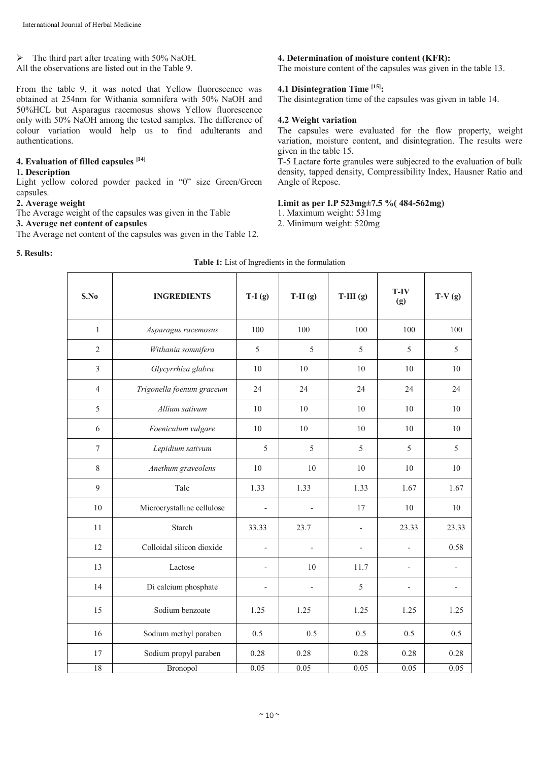- The third part after treating with 50% NaOH.

All the observations are listed out in the Table 9.

From the table 9, it was noted that Yellow fluorescence was obtained at 254nm for Withania somnifera with 50% NaOH and 50%HCL but Asparagus racemosus shows Yellow fluorescence only with 50% NaOH among the tested samples. The difference of colour variation would help us to find adulterants and authentications.

### 4. Evaluation of filled capsules [14]

**1. Description**

Light yellow colored powder packed in "0" size Green/Green capsules.

**2. Average weight**

The Average weight of the capsules was given in the Table

**3. Average net content of capsules**

The Average net content of the capsules was given in the Table 12.

### 4. Determination of moisture content (KFR):

The moisture content of the capsules was given in the table 13.

### 4.1 Disintegration Time [15]:

The disintegration time of the capsules was given in table 14.

### 4.2 Weight variation

The capsules were evaluated for the flow property, weight variation, moisture content, and disintegration. The results were given in the table 15.

T-5 Lactare forte granules were subjected to the evaluation of bulk density, tapped density, Compressibility Index, Hausner Ratio and Angle of Repose.

**Limit as per I.P 523mg±7.5 %( 484-562mg)**

1. Maximum weight: 531mg
2. Minimum weight: 520mg

## 5. Results:

**Table 1:** List of Ingredients in the formulation

| S.No | INGREDIENTS | T-I (g) | T-II (g) | T-III (g) | T-IV (g) | T-V (g) |
|---|---|---|---|---|---|---|
| 1 | *Asparagus racemosus* | 100 | 100 | 100 | 100 | 100 |
| 2 | *Withania somnifera* | 5 | 5 | 5 | 5 | 5 |
| 3 | *Glycyrrhiza glabra* | 10 | 10 | 10 | 10 | 10 |
| 4 | *Trigonella foenum graceum* | 24 | 24 | 24 | 24 | 24 |
| 5 | *Allium sativum* | 10 | 10 | 10 | 10 | 10 |
| 6 | *Foeniculum vulgare* | 10 | 10 | 10 | 10 | 10 |
| 7 | *Lepidium sativum* | 5 | 5 | 5 | 5 | 5 |
| 8 | *Anethum graveolens* | 10 | 10 | 10 | 10 | 10 |
| 9 | Talc | 1.33 | 1.33 | 1.33 | 1.67 | 1.67 |
| 10 | Microcrystalline cellulose | - | - | 17 | 10 | 10 |
| 11 | Starch | 33.33 | 23.7 | - | 23.33 | 23.33 |
| 12 | Colloidal silicon dioxide | - | - | - | - | 0.58 |
| 13 | Lactose | - | 10 | 11.7 | - | - |
| 14 | Di calcium phosphate | - | - | 5 | - | - |
| 15 | Sodium benzoate | 1.25 | 1.25 | 1.25 | 1.25 | 1.25 |
| 16 | Sodium methyl paraben | 0.5 | 0.5 | 0.5 | 0.5 | 0.5 |
| 17 | Sodium propyl paraben | 0.28 | 0.28 | 0.28 | 0.28 | 0.28 |
| 18 | Bronopol | 0.05 | 0.05 | 0.05 | 0.05 | 0.05 |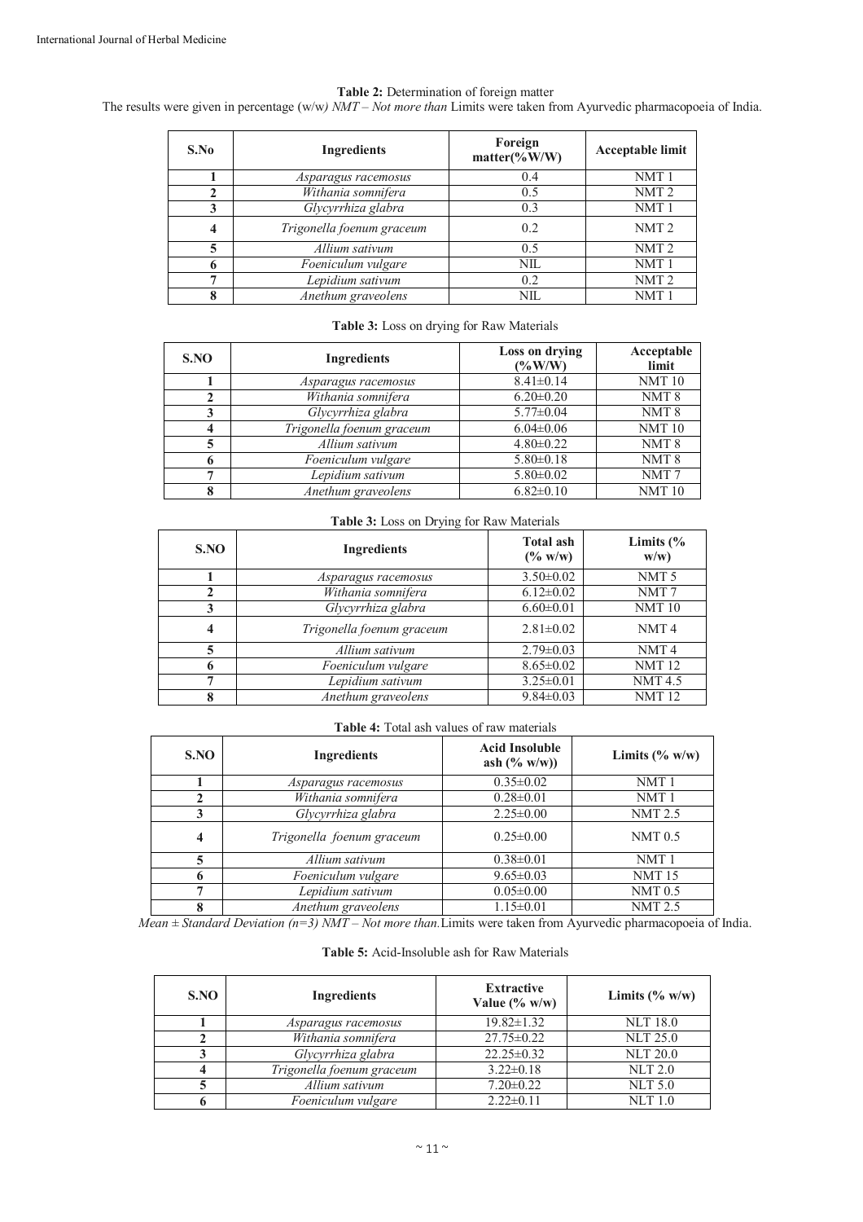**Table 2:** Determination of foreign matter

The results were given in percentage (w/w*) NMT – Not more than* Limits were taken from Ayurvedic pharmacopoeia of India.

| S.No | Ingredients | Foreign matter(%W/W) | Acceptable limit |
|---|---|---|---|
| 1 | *Asparagus racemosus* | 0.4 | NMT 1 |
| 2 | *Withania somnifera* | 0.5 | NMT 2 |
| 3 | *Glycyrrhiza glabra* | 0.3 | NMT 1 |
| 4 | *Trigonella foenum graceum* | 0.2 | NMT 2 |
| 5 | *Allium sativum* | 0.5 | NMT 2 |
| 6 | *Foeniculum vulgare* | NIL | NMT 1 |
| 7 | *Lepidium sativum* | 0.2 | NMT 2 |
| 8 | *Anethum graveolens* | NIL | NMT 1 |

**Table 3:** Loss on drying for Raw Materials

| S.NO | Ingredients | Loss on drying (%W/W) | Acceptable limit |
|---|---|---|---|
| 1 | *Asparagus racemosus* | 8.41±0.14 | NMT 10 |
| 2 | *Withania somnifera* | 6.20±0.20 | NMT 8 |
| 3 | *Glycyrrhiza glabra* | 5.77±0.04 | NMT 8 |
| 4 | *Trigonella foenum graceum* | 6.04±0.06 | NMT 10 |
| 5 | *Allium sativum* | 4.80±0.22 | NMT 8 |
| 6 | *Foeniculum vulgare* | 5.80±0.18 | NMT 8 |
| 7 | *Lepidium sativum* | 5.80±0.02 | NMT 7 |
| 8 | *Anethum graveolens* | 6.82±0.10 | NMT 10 |

**Table 3:** Loss on Drying for Raw Materials

| S.NO | Ingredients | Total ash (% w/w) | Limits (% w/w) |
|---|---|---|---|
| 1 | *Asparagus racemosus* | 3.50±0.02 | NMT 5 |
| 2 | *Withania somnifera* | 6.12±0.02 | NMT 7 |
| 3 | *Glycyrrhiza glabra* | 6.60±0.01 | NMT 10 |
| 4 | *Trigonella foenum graceum* | 2.81±0.02 | NMT 4 |
| 5 | *Allium sativum* | 2.79±0.03 | NMT 4 |
| 6 | *Foeniculum vulgare* | 8.65±0.02 | NMT 12 |
| 7 | *Lepidium sativum* | 3.25±0.01 | NMT 4.5 |
| 8 | *Anethum graveolens* | 9.84±0.03 | NMT 12 |

**Table 4:** Total ash values of raw materials

| S.NO | Ingredients | Acid Insoluble ash (% w/w)) | Limits (% w/w) |
|---|---|---|---|
| 1 | *Asparagus racemosus* | 0.35±0.02 | NMT 1 |
| 2 | *Withania somnifera* | 0.28±0.01 | NMT 1 |
| 3 | *Glycyrrhiza glabra* | 2.25±0.00 | NMT 2.5 |
| 4 | *Trigonella foenum graceum* | 0.25±0.00 | NMT 0.5 |
| 5 | *Allium sativum* | 0.38±0.01 | NMT 1 |
| 6 | *Foeniculum vulgare* | 9.65±0.03 | NMT 15 |
| 7 | *Lepidium sativum* | 0.05±0.00 | NMT 0.5 |
| 8 | *Anethum graveolens* | 1.15±0.01 | NMT 2.5 |

*Mean ± Standard Deviation (n=3) NMT – Not more than.* Limits were taken from Ayurvedic pharmacopoeia of India.

**Table 5:** Acid-Insoluble ash for Raw Materials

| S.NO | Ingredients | Extractive Value (% w/w) | Limits (% w/w) |
|---|---|---|---|
| 1 | *Asparagus racemosus* | 19.82±1.32 | NLT 18.0 |
| 2 | *Withania somnifera* | 27.75±0.22 | NLT 25.0 |
| 3 | *Glycyrrhiza glabra* | 22.25±0.32 | NLT 20.0 |
| 4 | *Trigonella foenum graceum* | 3.22±0.18 | NLT 2.0 |
| 5 | *Allium sativum* | 7.20±0.22 | NLT 5.0 |
| 6 | *Foeniculum vulgare* | 2.22±0.11 | NLT 1.0 |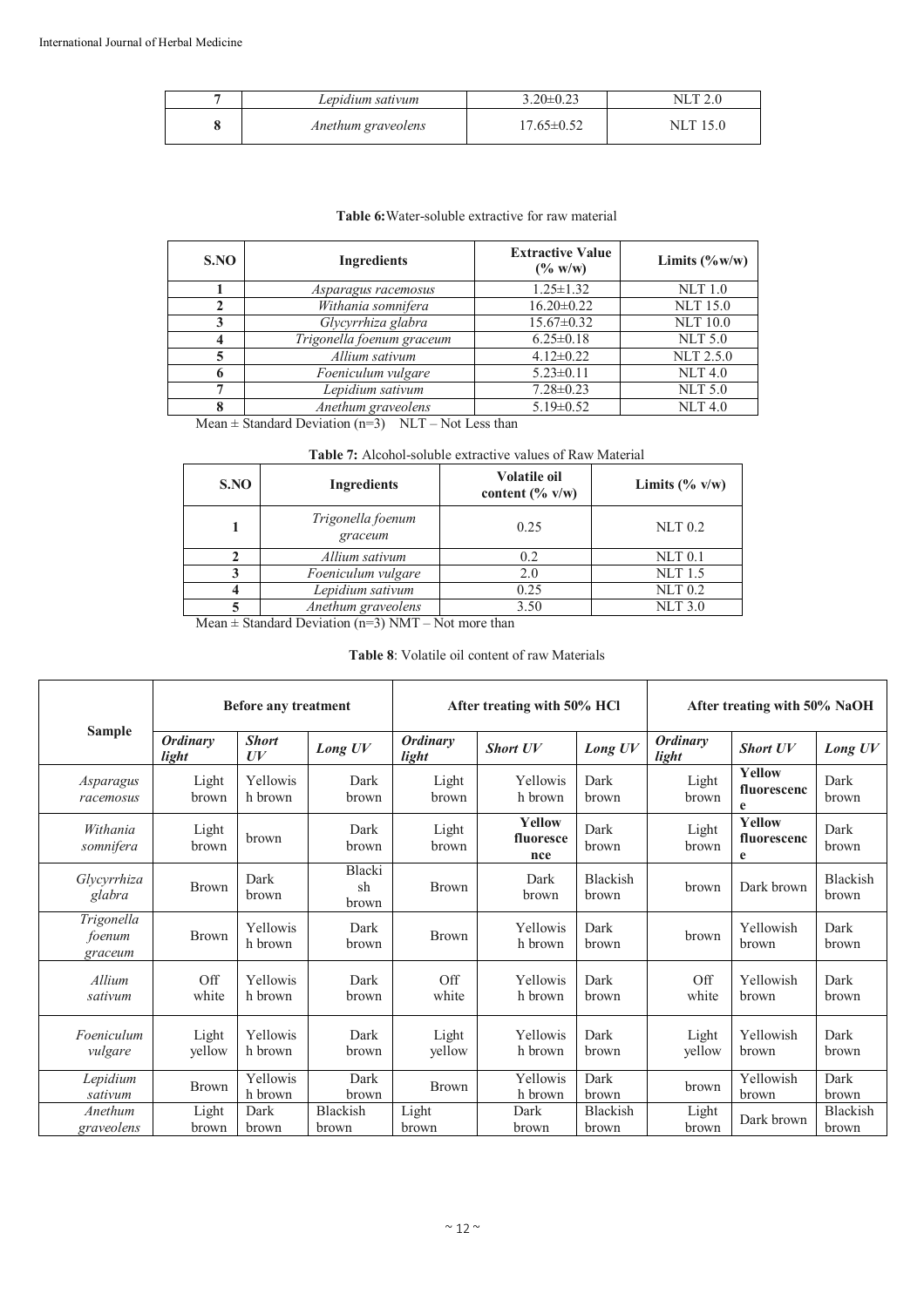| 7 | *Lepidium sativum* | 3.20±0.23 | NLT 2.0 |
|---|---|---|---|
| 8 | *Anethum graveolens* | 17.65±0.52 | NLT 15.0 |

**Table 6:** Water-soluble extractive for raw material

| S.NO | Ingredients | Extractive Value (% w/w) | Limits (%w/w) |
|---|---|---|---|
| 1 | *Asparagus racemosus* | 1.25±1.32 | NLT 1.0 |
| 2 | *Withania somnifera* | 16.20±0.22 | NLT 15.0 |
| 3 | *Glycyrrhiza glabra* | 15.67±0.32 | NLT 10.0 |
| 4 | *Trigonella foenum graceum* | 6.25±0.18 | NLT 5.0 |
| 5 | *Allium sativum* | 4.12±0.22 | NLT 2.5.0 |
| 6 | *Foeniculum vulgare* | 5.23±0.11 | NLT 4.0 |
| 7 | *Lepidium sativum* | 7.28±0.23 | NLT 5.0 |
| 8 | *Anethum graveolens* | 5.19±0.52 | NLT 4.0 |

Mean ± Standard Deviation (n=3) NLT – Not Less than

**Table 7:** Alcohol-soluble extractive values of Raw Material

| S.NO | Ingredients | Volatile oil content (% v/w) | Limits (% v/w) |
|---|---|---|---|
| 1 | *Trigonella foenum graceum* | 0.25 | NLT 0.2 |
| 2 | *Allium sativum* | 0.2 | NLT 0.1 |
| 3 | *Foeniculum vulgare* | 2.0 | NLT 1.5 |
| 4 | *Lepidium sativum* | 0.25 | NLT 0.2 |
| 5 | *Anethum graveolens* | 3.50 | NLT 3.0 |

Mean ± Standard Deviation (n=3) NMT – Not more than

**Table 8**: Volatile oil content of raw Materials

| Sample | Before any treatment | | | After treating with 50% HCl | | | After treating with 50% NaOH | | |
|---|---|---|---|---|---|---|---|---|---|
| | ***Ordinary light*** | ***Short UV*** | ***Long UV*** | ***Ordinary light*** | ***Short UV*** | ***Long UV*** | ***Ordinary light*** | ***Short UV*** | ***Long UV*** |
| *Asparagus racemosus* | Light brown | Yellowish brown | Dark brown | Light brown | Yellowish brown | Dark brown | Light brown | **Yellow fluorescence** | Dark brown |
| *Withania somnifera* | Light brown | brown | Dark brown | Light brown | **Yellow fluorescence** | Dark brown | Light brown | **Yellow fluorescence** | Dark brown |
| *Glycyrrhiza glabra* | Brown | Dark brown | Blackish brown | Brown | Dark brown | Blackish brown | brown | Dark brown | Blackish brown |
| *Trigonella foenum graceum* | Brown | Yellowish brown | Dark brown | Brown | Yellowish brown | Dark brown | brown | Yellowish brown | Dark brown |
| *Allium sativum* | Off white | Yellowish brown | Dark brown | Off white | Yellowish brown | Dark brown | Off white | Yellowish brown | Dark brown |
| *Foeniculum vulgare* | Light yellow | Yellowish brown | Dark brown | Light yellow | Yellowish brown | Dark brown | Light yellow | Yellowish brown | Dark brown |
| *Lepidium sativum* | Brown | Yellowish brown | Dark brown | Brown | Yellowish brown | Dark brown | brown | Yellowish brown | Dark brown |
| *Anethum graveolens* | Light brown | Dark brown | Blackish brown | Light brown | Dark brown | Blackish brown | Light brown | Dark brown | Blackish brown |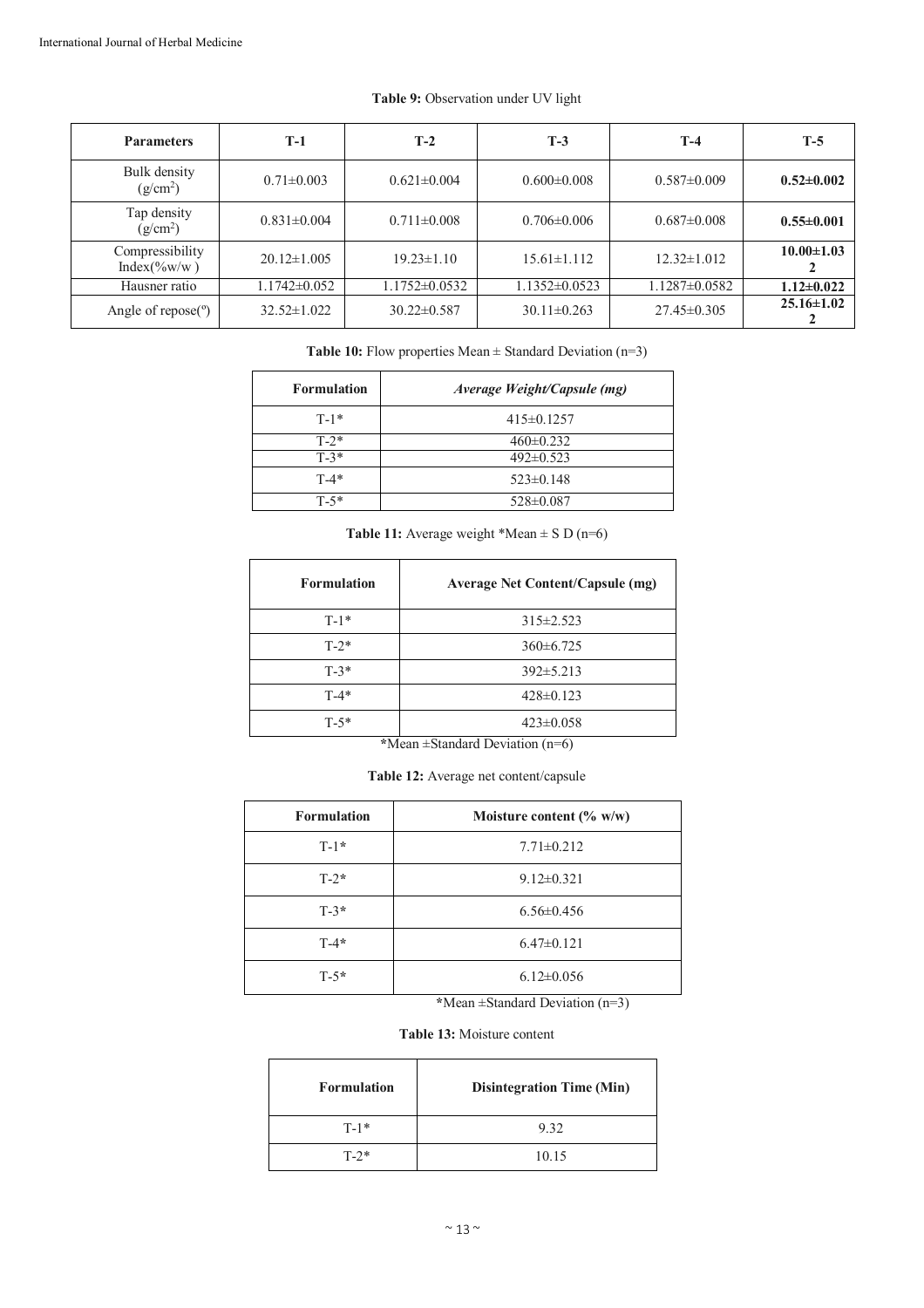**Table 9:** Observation under UV light

| Parameters | T-1 | T-2 | T-3 | T-4 | T-5 |
|---|---|---|---|---|---|
| Bulk density ($g/cm^2$) | 0.71±0.003 | 0.621±0.004 | 0.600±0.008 | 0.587±0.009 | **0.52±0.002** |
| Tap density ($g/cm^2$) | 0.831±0.004 | 0.711±0.008 | 0.706±0.006 | 0.687±0.008 | **0.55±0.001** |
| Compressibility Index(%w/w ) | 20.12±1.005 | 19.23±1.10 | 15.61±1.112 | 12.32±1.012 | **10.00±1.032** |
| Hausner ratio | 1.1742±0.052 | 1.1752±0.0532 | 1.1352±0.0523 | 1.1287±0.0582 | **1.12±0.022** |
| Angle of repose(º) | 32.52±1.022 | 30.22±0.587 | 30.11±0.263 | 27.45±0.305 | **25.16±1.022** |

**Table 10:** Flow properties Mean ± Standard Deviation (n=3)

| Formulation | *Average Weight/Capsule (mg)* |
|---|---|
| T-1* | 415±0.1257 |
| T-2* | 460±0.232 |
| T-3* | 492±0.523 |
| T-4* | 523±0.148 |
| T-5* | 528±0.087 |

**Table 11:** Average weight *Mean ± S D (n=6)

| Formulation | Average Net Content/Capsule (mg) |
|---|---|
| T-1* | 315±2.523 |
| T-2* | 360±6.725 |
| T-3* | 392±5.213 |
| T-4* | 428±0.123 |
| T-5* | 423±0.058 |

*Mean ±Standard Deviation (n=6)

**Table 12:** Average net content/capsule

| Formulation | Moisture content (% w/w) |
|---|---|
| T-1* | 7.71±0.212 |
| T-2* | 9.12±0.321 |
| T-3* | 6.56±0.456 |
| T-4* | 6.47±0.121 |
| T-5* | 6.12±0.056 |

*Mean ±Standard Deviation (n=3)

**Table 13:** Moisture content

| Formulation | Disintegration Time (Min) |
|---|---|
| T-1* | 9.32 |
| T-2* | 10.15 |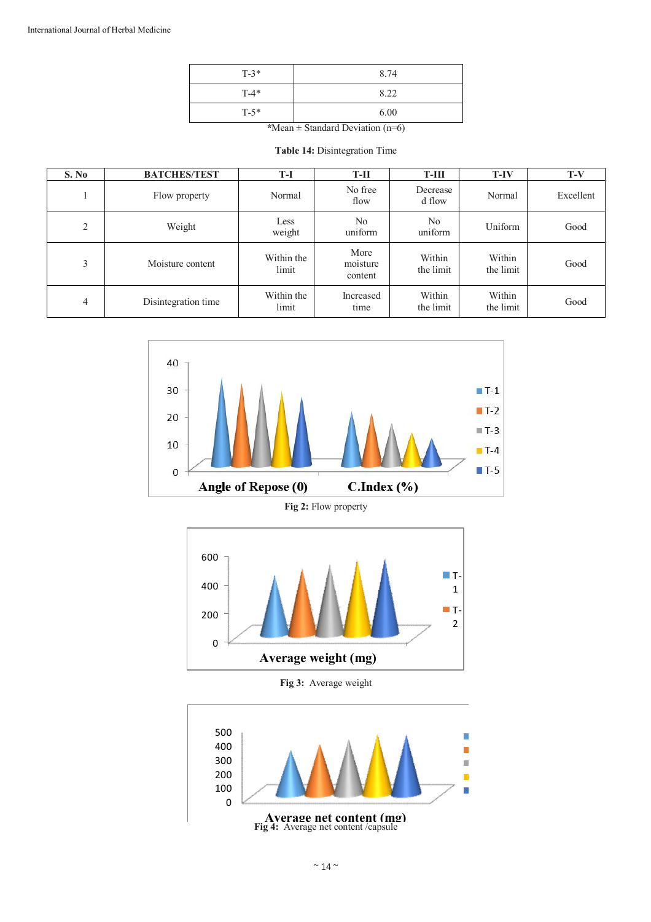| | |
|---|---|
| T-3* | 8.74 |
| T-4* | 8.22 |
| T-5* | 6.00 |

*Mean ± Standard Deviation (n=6)

**Table 14:** Disintegration Time

| S. No | BATCHES/TEST | T-I | T-II | T-III | T-IV | T-V |
|---|---|---|---|---|---|---|
| 1 | Flow property | Normal | No free flow | Decreased flow | Normal | Excellent |
| 2 | Weight | Less weight | No uniform | No uniform | Uniform | Good |
| 3 | Moisture content | Within the limit | More moisture content | Within the limit | Within the limit | Good |
| 4 | Disintegration time | Within the limit | Increased time | Within the limit | Within the limit | Good |

**Fig 2:** Flow property

**Fig 3:** Average weight

**Fig 4:** Average net content /capsule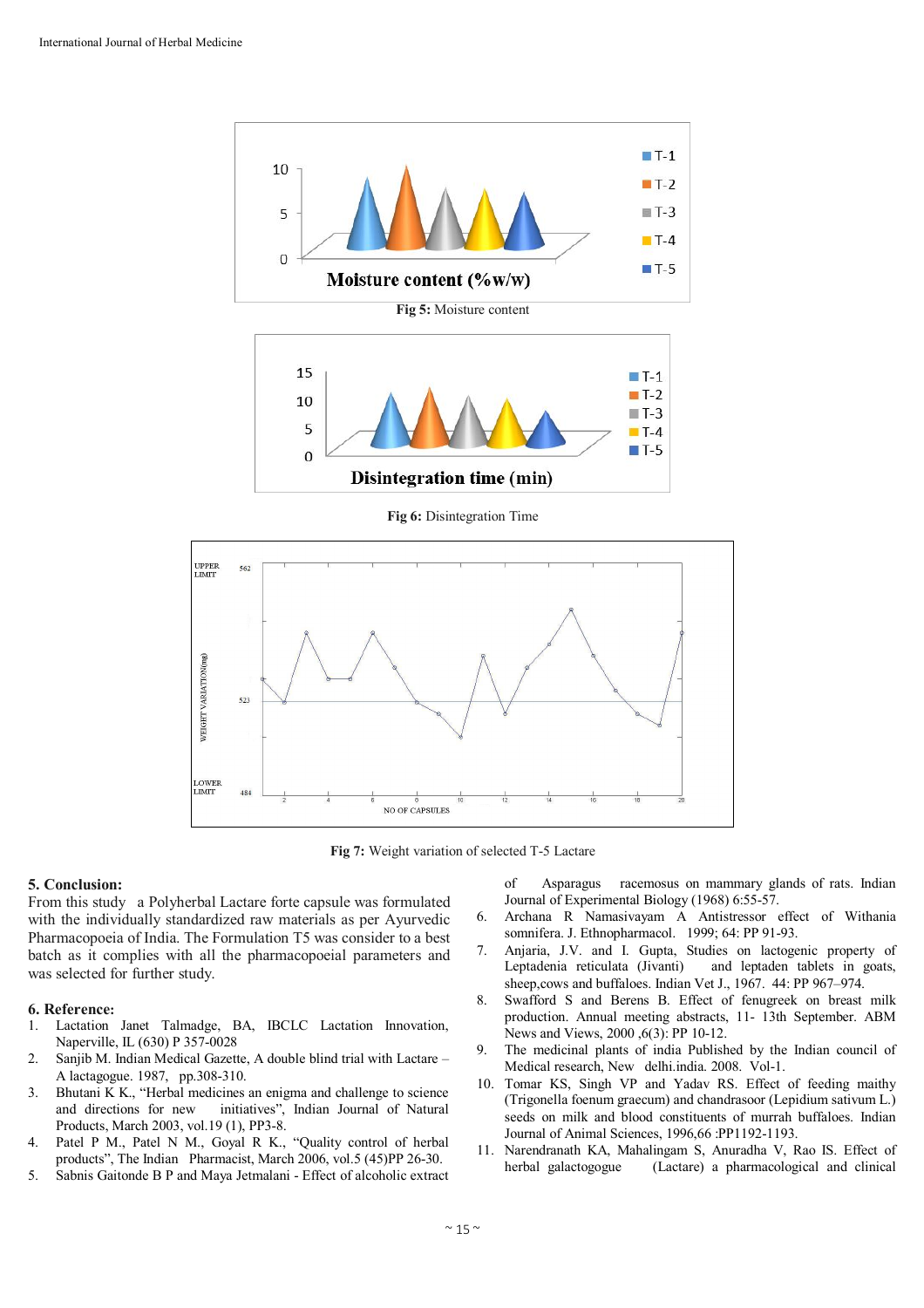Fig 5: Moisture content

Fig 6: Disintegration Time

Fig 7: Weight variation of selected T-5 Lactare

## 5. Conclusion:

From this study a Polyherbal Lactare forte capsule was formulated with the individually standardized raw materials as per Ayurvedic Pharmacopoeia of India. The Formulation T5 was consider to a best batch as it complies with all the pharmacopoeial parameters and was selected for further study.

## 6. Reference:

1. Lactation Janet Talmadge, BA, IBCLC Lactation Innovation, Naperville, IL (630) P 357-0028
2. Sanjib M. Indian Medical Gazette, A double blind trial with Lactare – A lactagogue. 1987, pp.308-310.
3. Bhutani K K., "Herbal medicines an enigma and challenge to science and directions for new initiatives", Indian Journal of Natural Products, March 2003, vol.19 (1), PP3-8.
4. Patel P M., Patel N M., Goyal R K., "Quality control of herbal products", The Indian Pharmacist, March 2006, vol.5 (45)PP 26-30.
5. Sabnis Gaitonde B P and Maya Jetmalani - Effect of alcoholic extract of Asparagus racemosus on mammary glands of rats. Indian Journal of Experimental Biology (1968) 6:55-57.
6. Archana R Namasivayam A Antistressor effect of Withania somnifera. J. Ethnopharmacol. 1999; 64: PP 91-93.
7. Anjaria, J.V. and I. Gupta, Studies on lactogenic property of Leptadenia reticulata (Jivanti) and leptaden tablets in goats, sheep,cows and buffaloes. Indian Vet J., 1967. 44: PP 967–974.
8. Swafford S and Berens B. Effect of fenugreek on breast milk production. Annual meeting abstracts, 11- 13th September. ABM News and Views, 2000 ,6(3): PP 10-12.
9. The medicinal plants of india Published by the Indian council of Medical research, New delhi.india. 2008. Vol-1.
10. Tomar KS, Singh VP and Yadav RS. Effect of feeding maithy (Trigonella foenum graecum) and chandrasoor (Lepidium sativum L.) seeds on milk and blood constituents of murrah buffaloes. Indian Journal of Animal Sciences, 1996,66 :PP1192-1193.
11. Narendranath KA, Mahalingam S, Anuradha V, Rao IS. Effect of herbal galactogogue (Lactare) a pharmacological and clinical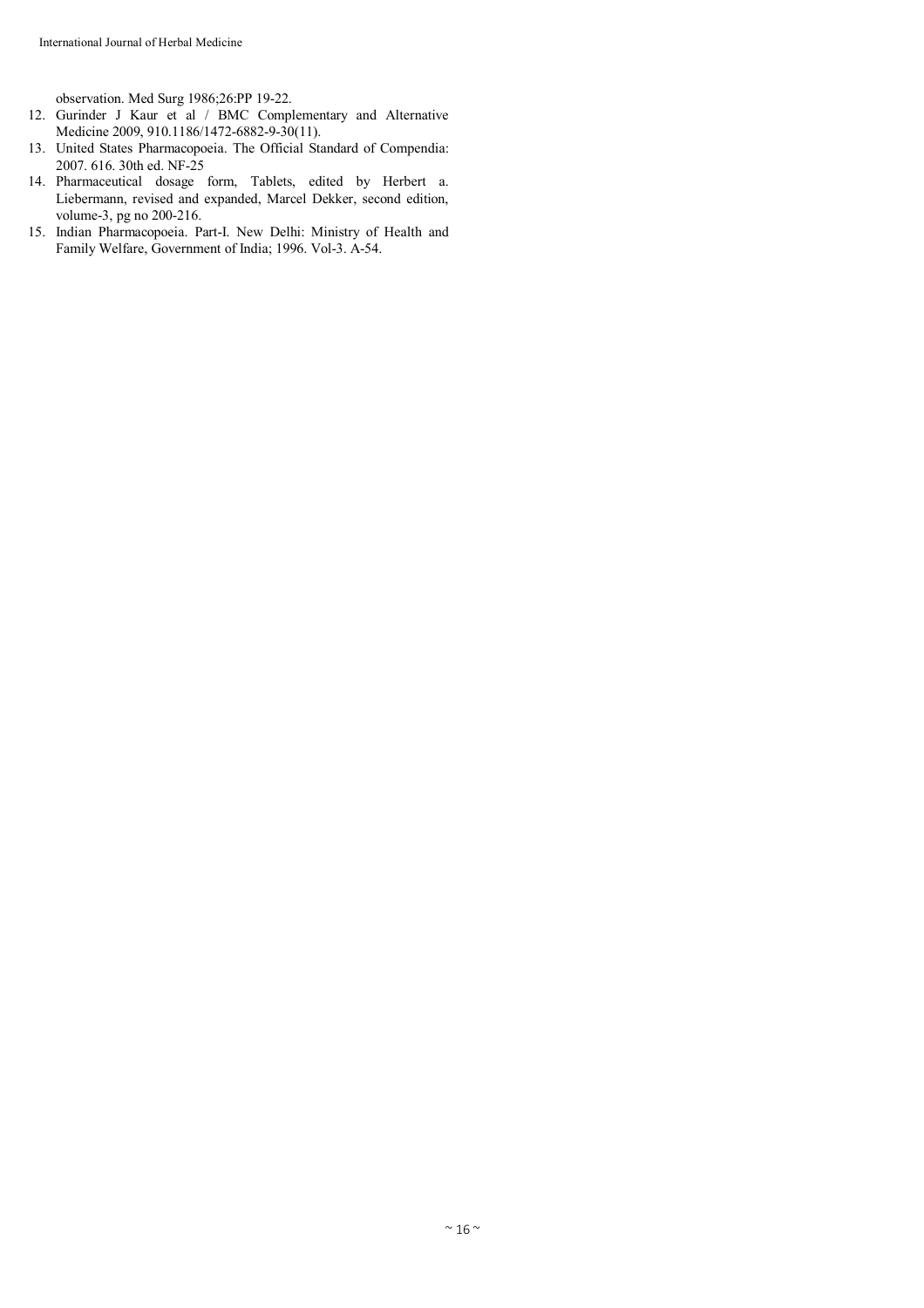observation. Med Surg 1986;26:PP 19-22.

12. Gurinder J Kaur et al / BMC Complementary and Alternative Medicine 2009, 910.1186/1472-6882-9-30(11).
13. United States Pharmacopoeia. The Official Standard of Compendia: 2007. 616. 30th ed. NF-25
14. Pharmaceutical dosage form, Tablets, edited by Herbert a. Liebermann, revised and expanded, Marcel Dekker, second edition, volume-3, pg no 200-216.
15. Indian Pharmacopoeia. Part-I. New Delhi: Ministry of Health and Family Welfare, Government of India; 1996. Vol-3. A-54.